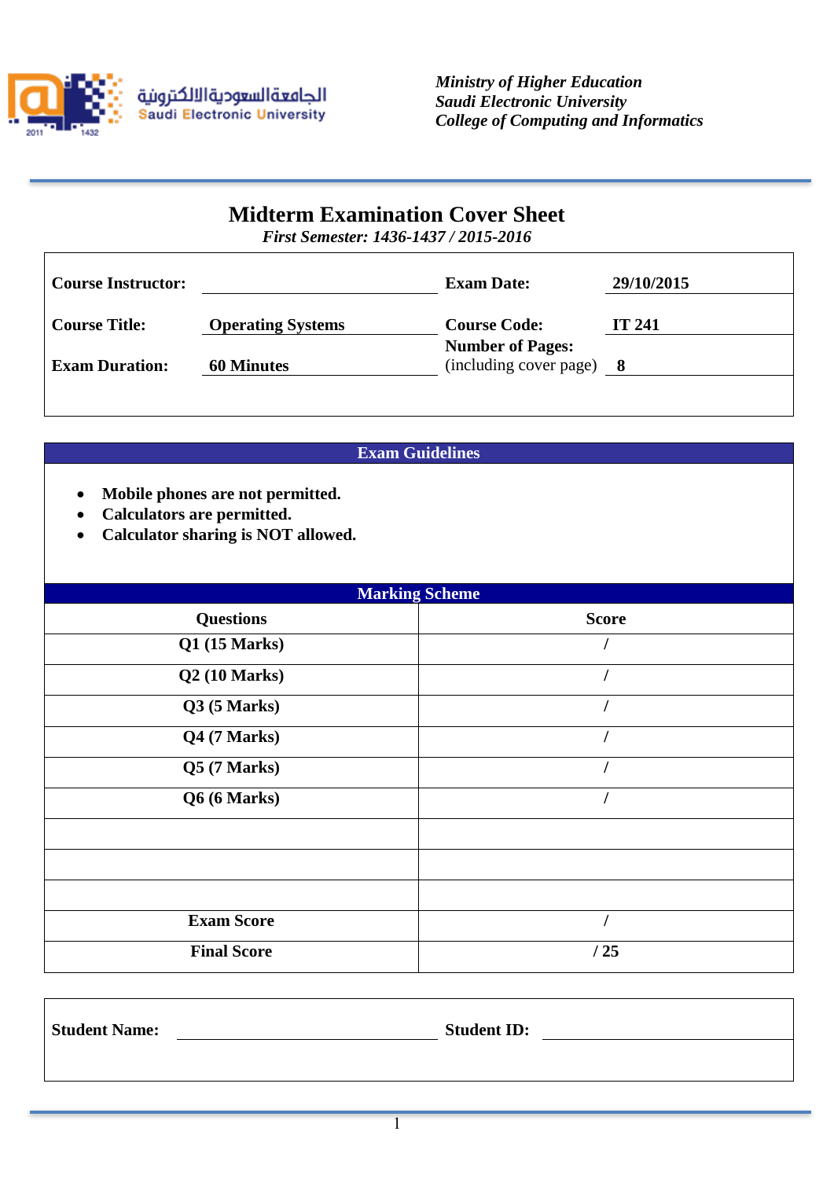الجامعة السعودية الالكترونية
Saudi Electronic University

*Ministry of Higher Education*
*Saudi Electronic University*
*College of Computing and Informatics*

# Midterm Examination Cover Sheet

*First Semester: 1436-1437 / 2015-2016*

| | | | |
|---|---|---|---|
| **Course Instructor:** | | **Exam Date:** | **29/10/2015** |
| **Course Title:** | **Operating Systems** | **Course Code:** | **IT 241** |
| **Exam Duration:** | **60 Minutes** | **Number of Pages:** (including cover page) | **8** |

## Exam Guidelines

- **Mobile phones are not permitted.**
- **Calculators are permitted.**
- **Calculator sharing is NOT allowed.**

## Marking Scheme

| Questions | Score |
|---|---|
| Q1 (15 Marks) | / |
| Q2 (10 Marks) | / |
| Q3 (5 Marks) | / |
| Q4 (7 Marks) | / |
| Q5 (7 Marks) | / |
| Q6 (6 Marks) | / |
| | |
| | |
| | |
| Exam Score | / |
| Final Score | / 25 |

| | | | |
|---|---|---|---|
| **Student Name:** | | **Student ID:** | |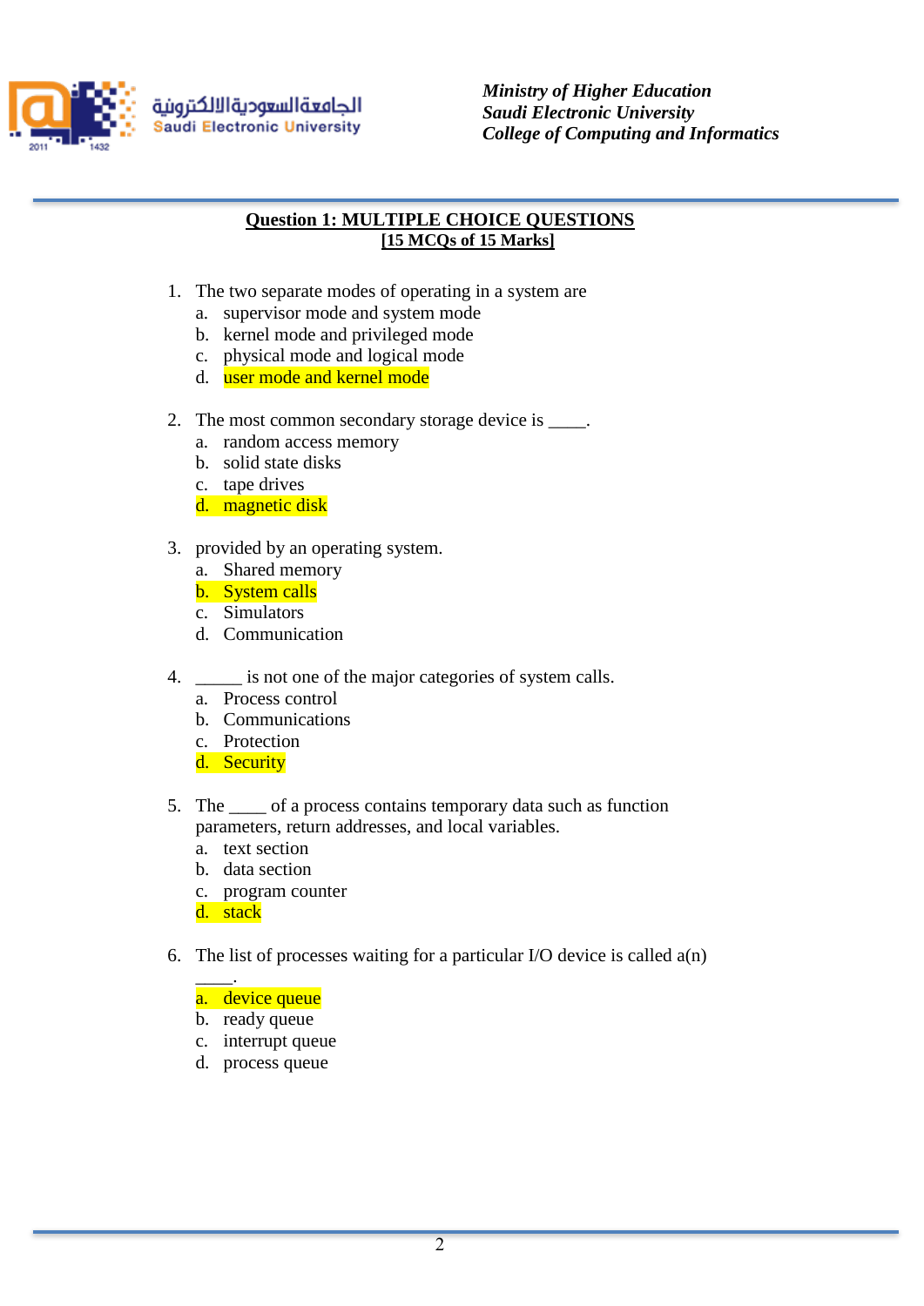Ministry of Higher Education
Saudi Electronic University
College of Computing and Informatics

## Question 1: MULTIPLE CHOICE QUESTIONS

**[15 MCQs of 15 Marks]**

1. The two separate modes of operating in a system are
   a. supervisor mode and system mode
   b. kernel mode and privileged mode
   c. physical mode and logical mode
   d. user mode and kernel mode

2. The most common secondary storage device is ____.
   a. random access memory
   b. solid state disks
   c. tape drives
   d. magnetic disk

3. provided by an operating system.
   a. Shared memory
   b. System calls
   c. Simulators
   d. Communication

4. _____ is not one of the major categories of system calls.
   a. Process control
   b. Communications
   c. Protection
   d. Security

5. The ____ of a process contains temporary data such as function parameters, return addresses, and local variables.
   a. text section
   b. data section
   c. program counter
   d. stack

6. The list of processes waiting for a particular I/O device is called a(n) ____.
   a. device queue
   b. ready queue
   c. interrupt queue
   d. process queue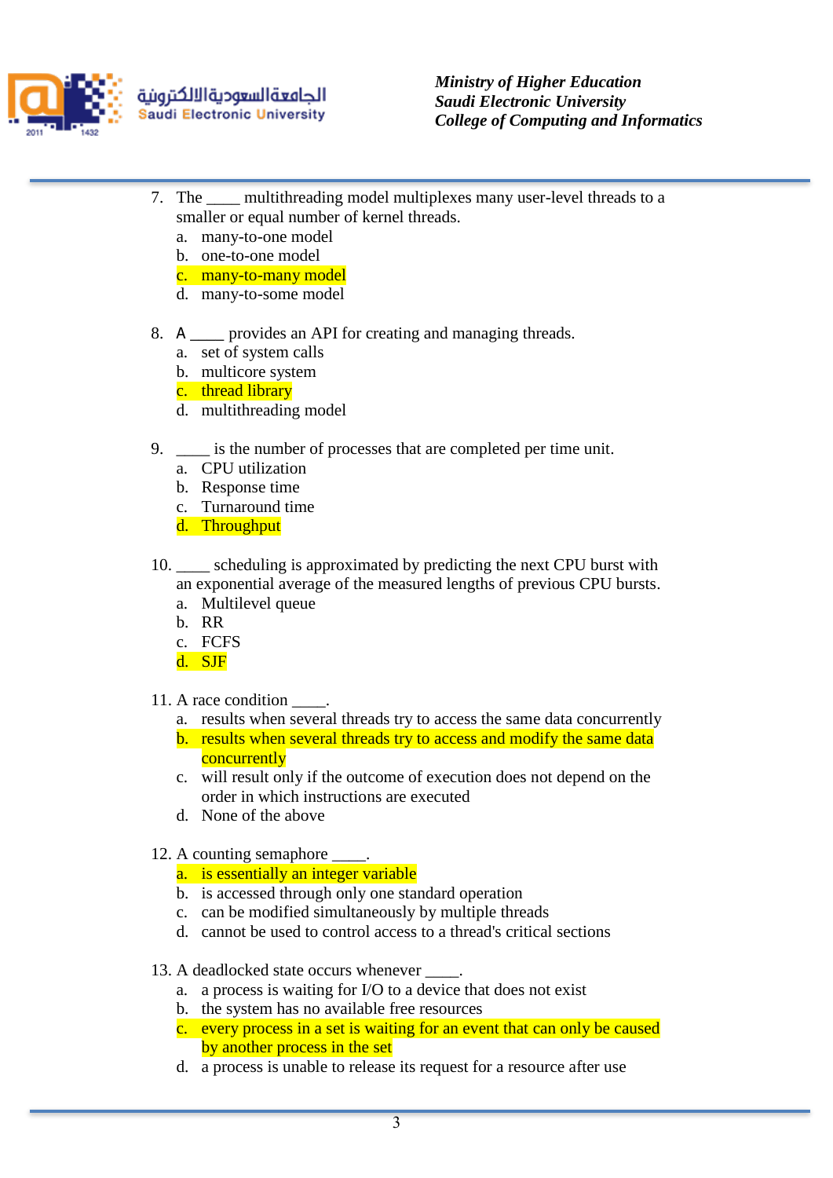7. The ____ multithreading model multiplexes many user-level threads to a smaller or equal number of kernel threads.
   a. many-to-one model
   b. one-to-one model
   **c. many-to-many model**
   d. many-to-some model

8. A ____ provides an API for creating and managing threads.
   a. set of system calls
   b. multicore system
   **c. thread library**
   d. multithreading model

9. ____ is the number of processes that are completed per time unit.
   a. CPU utilization
   b. Response time
   c. Turnaround time
   **d. Throughput**

10. ____ scheduling is approximated by predicting the next CPU burst with an exponential average of the measured lengths of previous CPU bursts.
    a. Multilevel queue
    b. RR
    c. FCFS
    **d. SJF**

11. A race condition ____.
    a. results when several threads try to access the same data concurrently
    **b. results when several threads try to access and modify the same data concurrently**
    c. will result only if the outcome of execution does not depend on the order in which instructions are executed
    d. None of the above

12. A counting semaphore ____.
    **a. is essentially an integer variable**
    b. is accessed through only one standard operation
    c. can be modified simultaneously by multiple threads
    d. cannot be used to control access to a thread's critical sections

13. A deadlocked state occurs whenever ____.
    a. a process is waiting for I/O to a device that does not exist
    b. the system has no available free resources
    **c. every process in a set is waiting for an event that can only be caused by another process in the set**
    d. a process is unable to release its request for a resource after use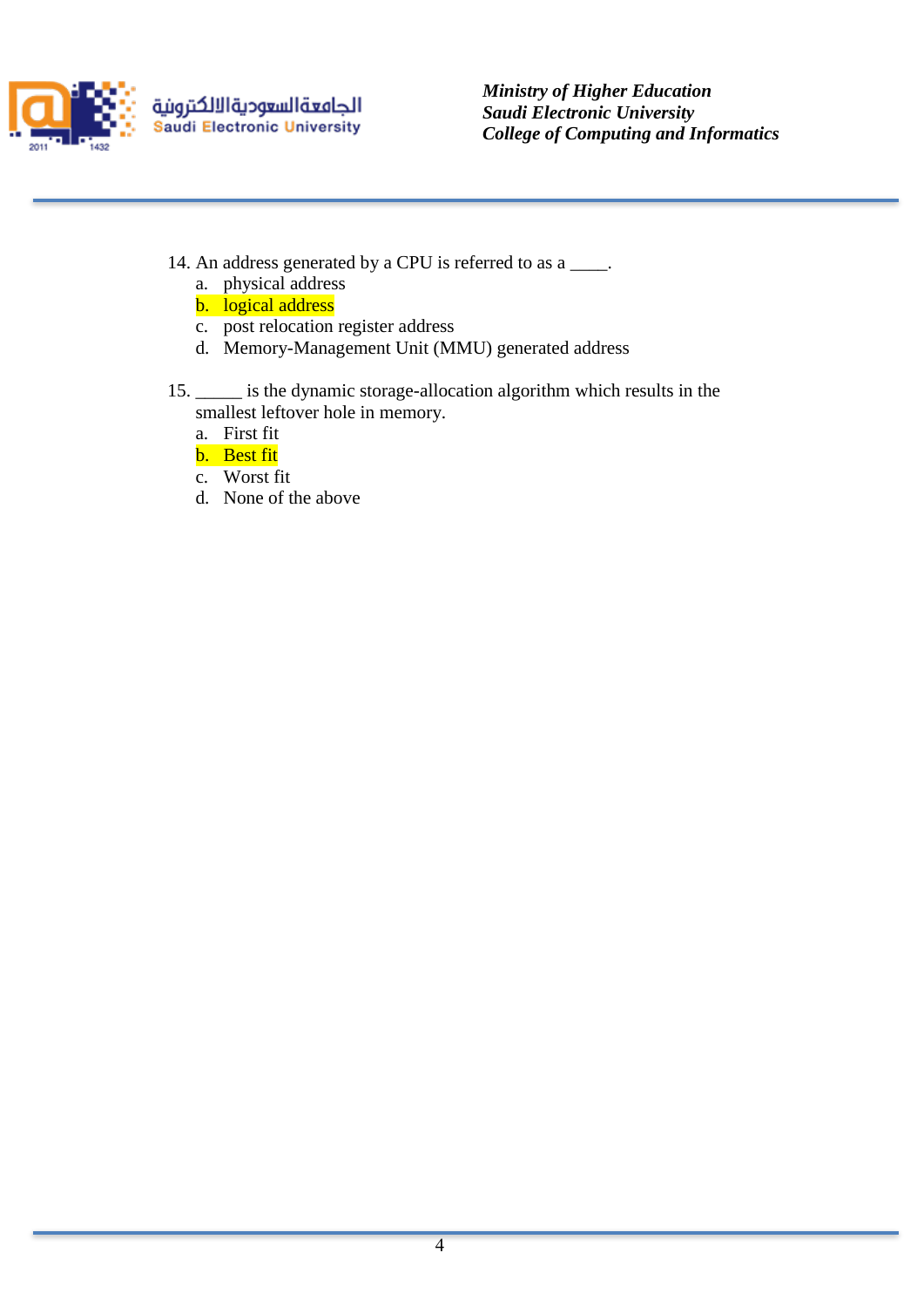14. An address generated by a CPU is referred to as a ____.
    a. physical address
    b. logical address
    c. post relocation register address
    d. Memory-Management Unit (MMU) generated address

15. _____ is the dynamic storage-allocation algorithm which results in the smallest leftover hole in memory.
    a. First fit
    b. Best fit
    c. Worst fit
    d. None of the above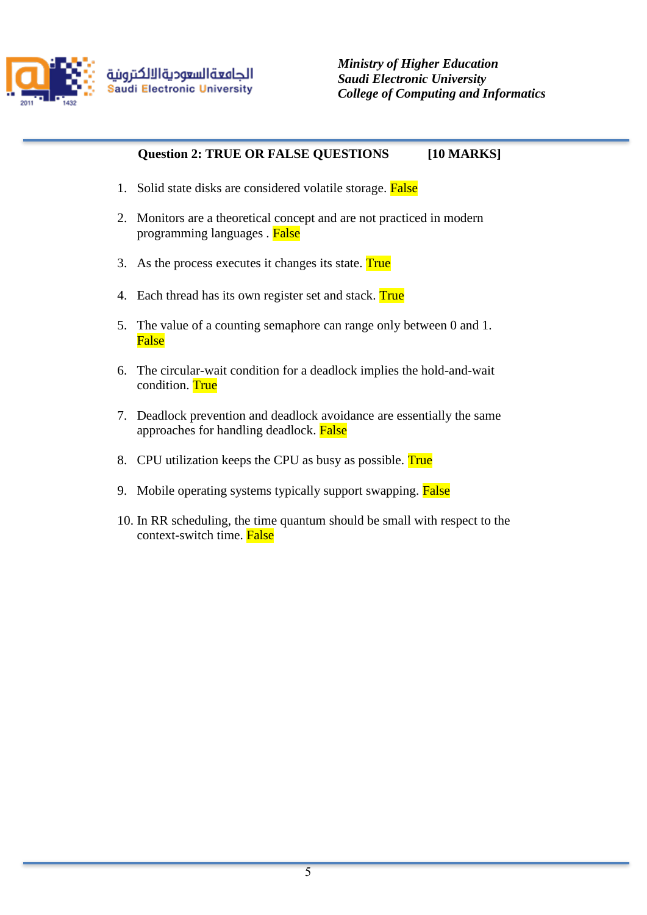Ministry of Higher Education
Saudi Electronic University
College of Computing and Informatics

**Question 2: TRUE OR FALSE QUESTIONS [10 MARKS]**

1. Solid state disks are considered volatile storage. False
2. Monitors are a theoretical concept and are not practiced in modern programming languages . False
3. As the process executes it changes its state. True
4. Each thread has its own register set and stack. True
5. The value of a counting semaphore can range only between 0 and 1. False
6. The circular-wait condition for a deadlock implies the hold-and-wait condition. True
7. Deadlock prevention and deadlock avoidance are essentially the same approaches for handling deadlock. False
8. CPU utilization keeps the CPU as busy as possible. True
9. Mobile operating systems typically support swapping. False
10. In RR scheduling, the time quantum should be small with respect to the context-switch time. False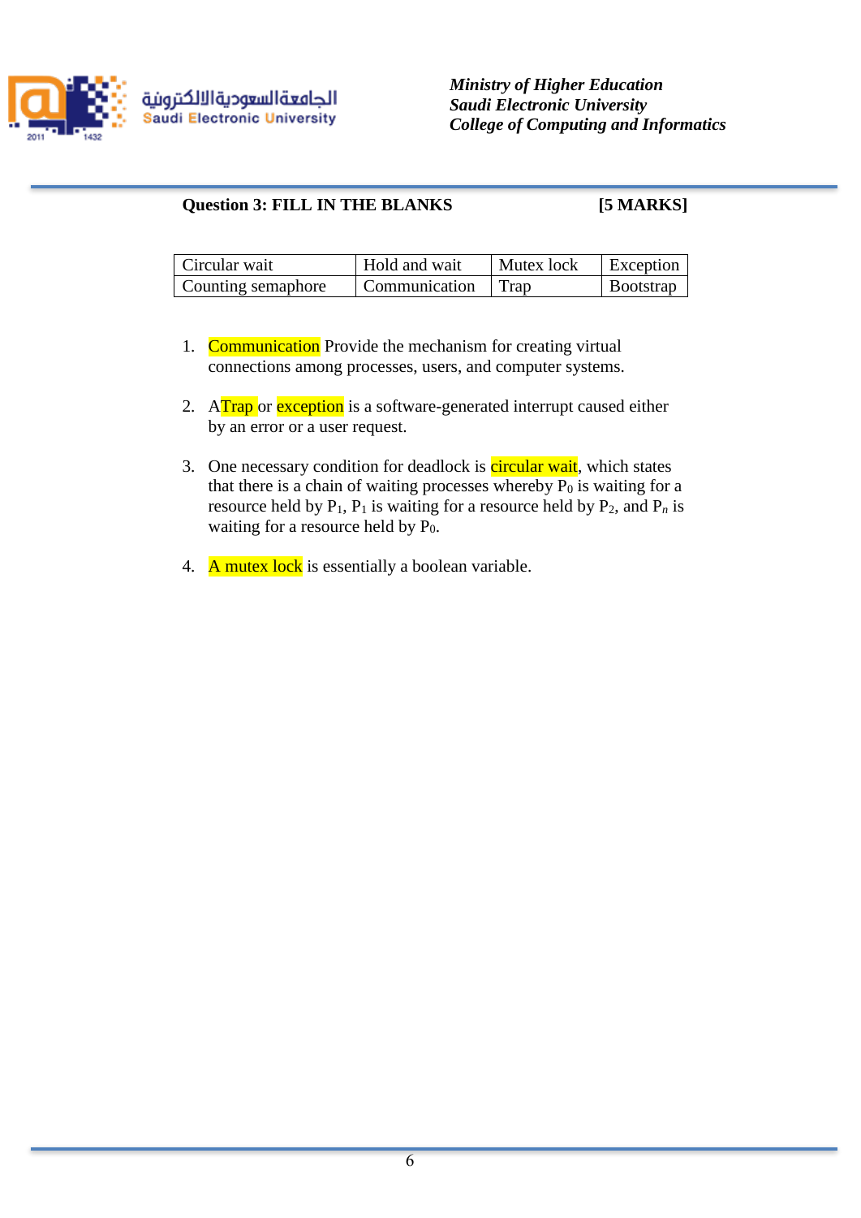*Ministry of Higher Education*
*Saudi Electronic University*
*College of Computing and Informatics*

**Question 3: FILL IN THE BLANKS** **[5 MARKS]**

| Circular wait | Hold and wait | Mutex lock | Exception |
|---|---|---|---|
| Counting semaphore | Communication | Trap | Bootstrap |

1. Communication Provide the mechanism for creating virtual connections among processes, users, and computer systems.

2. ATrap or exception is a software-generated interrupt caused either by an error or a user request.

3. One necessary condition for deadlock is circular wait, which states that there is a chain of waiting processes whereby $P_0$ is waiting for a resource held by $P_1$, $P_1$ is waiting for a resource held by $P_2$, and $P_n$ is waiting for a resource held by $P_0$.

4. A mutex lock is essentially a boolean variable.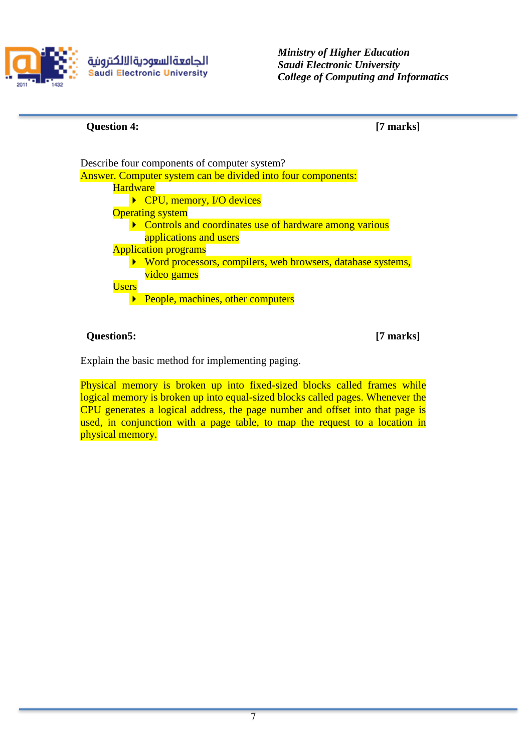**Question 4:** **[7 marks]**

Describe four components of computer system?

Answer. Computer system can be divided into four components:

Hardware
- CPU, memory, I/O devices

Operating system
- Controls and coordinates use of hardware among various applications and users

Application programs
- Word processors, compilers, web browsers, database systems, video games

Users
- People, machines, other computers

**Question5:** **[7 marks]**

Explain the basic method for implementing paging.

Physical memory is broken up into fixed-sized blocks called frames while logical memory is broken up into equal-sized blocks called pages. Whenever the CPU generates a logical address, the page number and offset into that page is used, in conjunction with a page table, to map the request to a location in physical memory.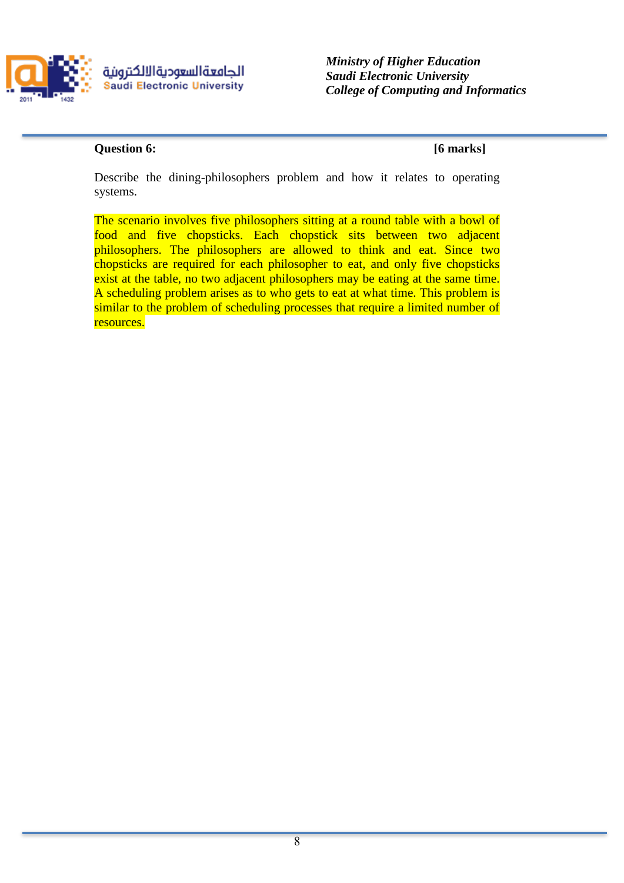**Question 6: [6 marks]**

Describe the dining-philosophers problem and how it relates to operating systems.

The scenario involves five philosophers sitting at a round table with a bowl of food and five chopsticks. Each chopstick sits between two adjacent philosophers. The philosophers are allowed to think and eat. Since two chopsticks are required for each philosopher to eat, and only five chopsticks exist at the table, no two adjacent philosophers may be eating at the same time. A scheduling problem arises as to who gets to eat at what time. This problem is similar to the problem of scheduling processes that require a limited number of resources.